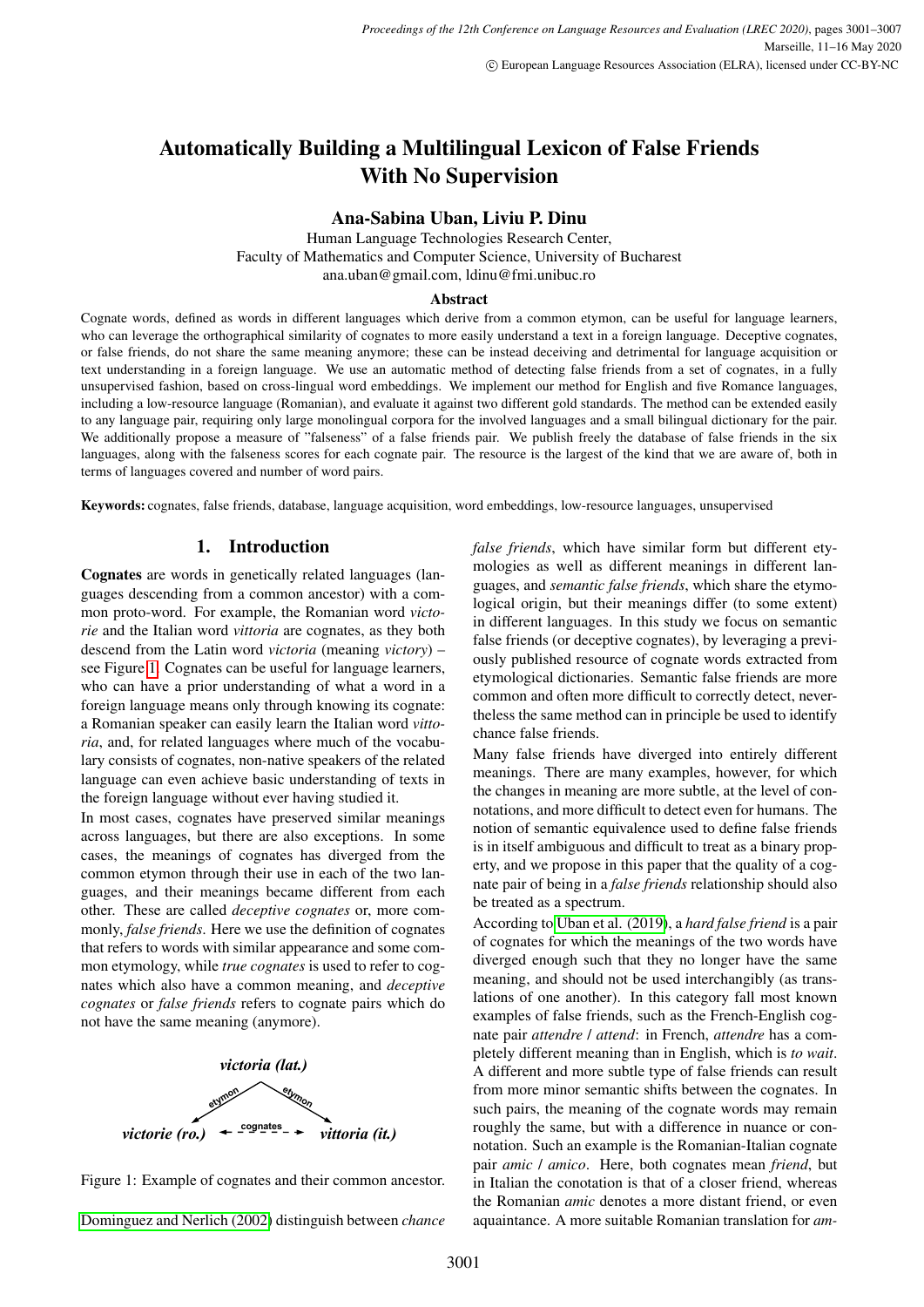# Automatically Building a Multilingual Lexicon of False Friends With No Supervision

**Ana-Sabina Uban, Liviu P. Dinu**

Human Language Technologies Research Center,
Faculty of Mathematics and Computer Science, University of Bucharest
ana.uban@gmail.com, ldinu@fmi.unibuc.ro

### Abstract

Cognate words, defined as words in different languages which derive from a common etymon, can be useful for language learners, who can leverage the orthographical similarity of cognates to more easily understand a text in a foreign language. Deceptive cognates, or false friends, do not share the same meaning anymore; these can be instead deceiving and detrimental for language acquisition or text understanding in a foreign language. We use an automatic method of detecting false friends from a set of cognates, in a fully unsupervised fashion, based on cross-lingual word embeddings. We implement our method for English and five Romance languages, including a low-resource language (Romanian), and evaluate it against two different gold standards. The method can be extended easily to any language pair, requiring only large monolingual corpora for the involved languages and a small bilingual dictionary for the pair. We additionally propose a measure of "falseness" of a false friends pair. We publish freely the database of false friends in the six languages, along with the falseness scores for each cognate pair. The resource is the largest of the kind that we are aware of, both in terms of languages covered and number of word pairs.

**Keywords:** cognates, false friends, database, language acquisition, word embeddings, low-resource languages, unsupervised

## 1. Introduction

**Cognates** are words in genetically related languages (languages descending from a common ancestor) with a common proto-word. For example, the Romanian word *victorie* and the Italian word *vittoria* are cognates, as they both descend from the Latin word *victoria* (meaning *victory*) – see Figure 1. Cognates can be useful for language learners, who can have a prior understanding of what a word in a foreign language means only through knowing its cognate: a Romanian speaker can easily learn the Italian word *vittoria*, and, for related languages where much of the vocabulary consists of cognates, non-native speakers of the related language can even achieve basic understanding of texts in the foreign language without ever having studied it.

In most cases, cognates have preserved similar meanings across languages, but there are also exceptions. In some cases, the meanings of cognates has diverged from the common etymon through their use in each of the two languages, and their meanings became different from each other. These are called *deceptive cognates* or, more commonly, *false friends*. Here we use the definition of cognates that refers to words with similar appearance and some common etymology, while *true cognates* is used to refer to cognates which also have a common meaning, and *deceptive cognates* or *false friends* refers to cognate pairs which do not have the same meaning (anymore).

*victoria (lat.)* — etymon → *victorie (ro.)*; etymon → *vittoria (it.)*; *victorie (ro.)* ← cognates → *vittoria (it.)*

Figure 1: Example of cognates and their common ancestor.

Dominguez and Nerlich (2002) distinguish between *chance false friends*, which have similar form but different etymologies as well as different meanings in different languages, and *semantic false friends*, which share the etymological origin, but their meanings differ (to some extent) in different languages. In this study we focus on semantic false friends (or deceptive cognates), by leveraging a previously published resource of cognate words extracted from etymological dictionaries. Semantic false friends are more common and often more difficult to correctly detect, nevertheless the same method can in principle be used to identify chance false friends.

Many false friends have diverged into entirely different meanings. There are many examples, however, for which the changes in meaning are more subtle, at the level of connotations, and more difficult to detect even for humans. The notion of semantic equivalence used to define false friends is in itself ambiguous and difficult to treat as a binary property, and we propose in this paper that the quality of a cognate pair of being in a *false friends* relationship should also be treated as a spectrum.

According to Uban et al. (2019), a *hard false friend* is a pair of cognates for which the meanings of the two words have diverged enough such that they no longer have the same meaning, and should not be used interchangibly (as translations of one another). In this category fall most known examples of false friends, such as the French-English cognate pair *attendre* / *attend*: in French, *attendre* has a completely different meaning than in English, which is *to wait*. A different and more subtle type of false friends can result from more minor semantic shifts between the cognates. In such pairs, the meaning of the cognate words may remain roughly the same, but with a difference in nuance or connotation. Such an example is the Romanian-Italian cognate pair *amic* / *amico*. Here, both cognates mean *friend*, but in Italian the conotation is that of a closer friend, whereas the Romanian *amic* denotes a more distant friend, or even aquaintance. A more suitable Romanian translation for *am-*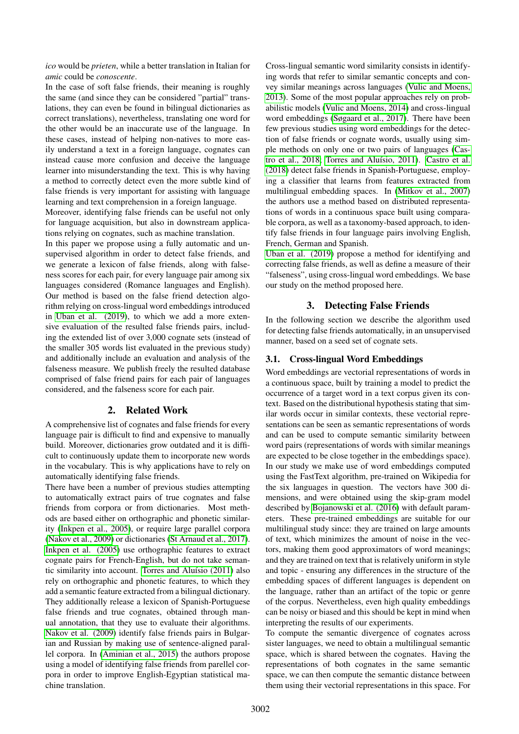*ico* would be *prieten*, while a better translation in Italian for *amic* could be *conoscente*.

In the case of soft false friends, their meaning is roughly the same (and since they can be considered "partial" translations, they can even be found in bilingual dictionaries as correct translations), nevertheless, translating one word for the other would be an inaccurate use of the language. In these cases, instead of helping non-natives to more easily understand a text in a foreign language, cognates can instead cause more confusion and deceive the language learner into misunderstanding the text. This is why having a method to correctly detect even the more subtle kind of false friends is very important for assisting with language learning and text comprehension in a foreign language.

Moreover, identifying false friends can be useful not only for language acquisition, but also in downstream applications relying on cognates, such as machine translation.

In this paper we propose using a fully automatic and unsupervised algorithm in order to detect false friends, and we generate a lexicon of false friends, along with falseness scores for each pair, for every language pair among six languages considered (Romance languages and English). Our method is based on the false friend detection algorithm relying on cross-lingual word embeddings introduced in Uban et al. (2019), to which we add a more extensive evaluation of the resulted false friends pairs, including the extended list of over 3,000 cognate sets (instead of the smaller 305 words list evaluated in the previous study) and additionally include an evaluation and analysis of the falseness measure. We publish freely the resulted database comprised of false friend pairs for each pair of languages considered, and the falseness score for each pair.

## 2. Related Work

A comprehensive list of cognates and false friends for every language pair is difficult to find and expensive to manually build. Moreover, dictionaries grow outdated and it is difficult to continuously update them to incorporate new words in the vocabulary. This is why applications have to rely on automatically identifying false friends.

There have been a number of previous studies attempting to automatically extract pairs of true cognates and false friends from corpora or from dictionaries. Most methods are based either on orthographic and phonetic similarity (Inkpen et al., 2005), or require large parallel corpora (Nakov et al., 2009) or dictionaries (St Arnaud et al., 2017). Inkpen et al. (2005) use orthographic features to extract cognate pairs for French-English, but do not take semantic similarity into account. Torres and Aluísio (2011) also rely on orthographic and phonetic features, to which they add a semantic feature extracted from a bilingual dictionary. They additionally release a lexicon of Spanish-Portuguese false friends and true cognates, obtained through manual annotation, that they use to evaluate their algorithms. Nakov et al. (2009) identify false friends pairs in Bulgarian and Russian by making use of sentence-aligned parallel corpora. In (Aminian et al., 2015) the authors propose using a model of identifying false friends from parellel corpora in order to improve English-Egyptian statistical machine translation.

Cross-lingual semantic word similarity consists in identifying words that refer to similar semantic concepts and convey similar meanings across languages (Vulic and Moens, 2013). Some of the most popular approaches rely on probabilistic models (Vulic and Moens, 2014) and cross-lingual word embeddings (Søgaard et al., 2017). There have been few previous studies using word embeddings for the detection of false friends or cognate words, usually using simple methods on only one or two pairs of languages (Castro et al., 2018; Torres and Aluísio, 2011). Castro et al. (2018) detect false friends in Spanish-Portuguese, employing a classifier that learns from features extracted from multilingual embedding spaces. In (Mitkov et al., 2007) the authors use a method based on distributed representations of words in a continuous space built using comparable corpora, as well as a taxonomy-based approach, to identify false friends in four language pairs involving English, French, German and Spanish.

Uban et al. (2019) propose a method for identifying and correcting false friends, as well as define a measure of their "falseness", using cross-lingual word embeddings. We base our study on the method proposed here.

## 3. Detecting False Friends

In the following section we describe the algorithm used for detecting false friends automatically, in an unsupervised manner, based on a seed set of cognate sets.

### 3.1. Cross-lingual Word Embeddings

Word embeddings are vectorial representations of words in a continuous space, built by training a model to predict the occurrence of a target word in a text corpus given its context. Based on the distributional hypothesis stating that similar words occur in similar contexts, these vectorial representations can be seen as semantic representations of words and can be used to compute semantic similarity between word pairs (representations of words with similar meanings are expected to be close together in the embeddings space).

In our study we make use of word embeddings computed using the FastText algorithm, pre-trained on Wikipedia for the six languages in question. The vectors have 300 dimensions, and were obtained using the skip-gram model described by Bojanowski et al. (2016) with default parameters. These pre-trained embeddings are suitable for our multilingual study since: they are trained on large amounts of text, which minimizes the amount of noise in the vectors, making them good approximators of word meanings; and they are trained on text that is relatively uniform in style and topic - ensuring any differences in the structure of the embedding spaces of different languages is dependent on the language, rather than an artifact of the topic or genre of the corpus. Nevertheless, even high quality embeddings can be noisy or biased and this should be kept in mind when interpreting the results of our experiments.

To compute the semantic divergence of cognates across sister languages, we need to obtain a multilingual semantic space, which is shared between the cognates. Having the representations of both cognates in the same semantic space, we can then compute the semantic distance between them using their vectorial representations in this space. For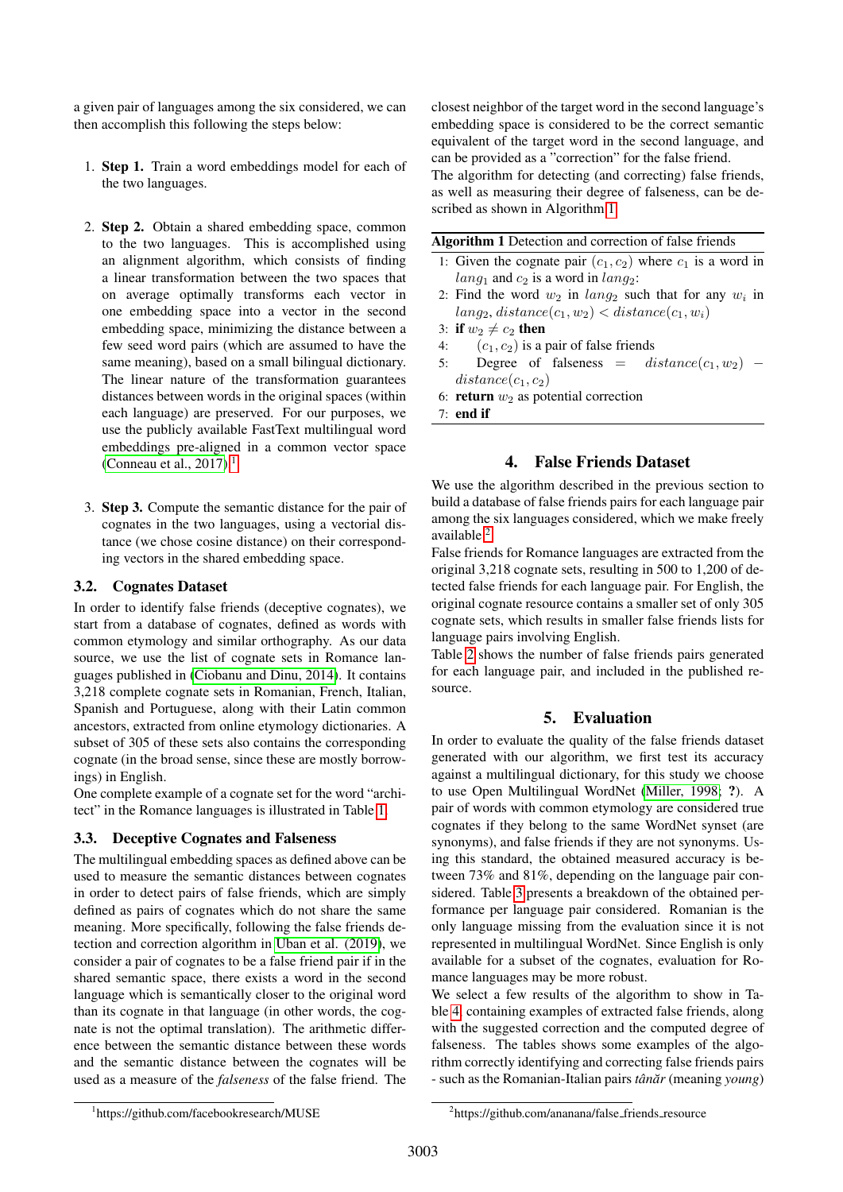a given pair of languages among the six considered, we can then accomplish this following the steps below:

1. **Step 1.** Train a word embeddings model for each of the two languages.

2. **Step 2.** Obtain a shared embedding space, common to the two languages. This is accomplished using an alignment algorithm, which consists of finding a linear transformation between the two spaces that on average optimally transforms each vector in one embedding space into a vector in the second embedding space, minimizing the distance between a few seed word pairs (which are assumed to have the same meaning), based on a small bilingual dictionary. The linear nature of the transformation guarantees distances between words in the original spaces (within each language) are preserved. For our purposes, we use the publicly available FastText multilingual word embeddings pre-aligned in a common vector space (Conneau et al., 2017)[1].

3. **Step 3.** Compute the semantic distance for the pair of cognates in the two languages, using a vectorial distance (we chose cosine distance) on their corresponding vectors in the shared embedding space.

### 3.2. Cognates Dataset

In order to identify false friends (deceptive cognates), we start from a database of cognates, defined as words with common etymology and similar orthography. As our data source, we use the list of cognate sets in Romance languages published in (Ciobanu and Dinu, 2014). It contains 3,218 complete cognate sets in Romanian, French, Italian, Spanish and Portuguese, along with their Latin common ancestors, extracted from online etymology dictionaries. A subset of 305 of these sets also contains the corresponding cognate (in the broad sense, since these are mostly borrowings) in English.

One complete example of a cognate set for the word "architect" in the Romance languages is illustrated in Table 1.

### 3.3. Deceptive Cognates and Falseness

The multilingual embedding spaces as defined above can be used to measure the semantic distances between cognates in order to detect pairs of false friends, which are simply defined as pairs of cognates which do not share the same meaning. More specifically, following the false friends detection and correction algorithm in Uban et al. (2019), we consider a pair of cognates to be a false friend pair if in the shared semantic space, there exists a word in the second language which is semantically closer to the original word than its cognate in that language (in other words, the cognate is not the optimal translation). The arithmetic difference between the semantic distance between these words and the semantic distance between the cognates will be used as a measure of the *falseness* of the false friend. The closest neighbor of the target word in the second language's embedding space is considered to be the correct semantic equivalent of the target word in the second language, and can be provided as a "correction" for the false friend.

The algorithm for detecting (and correcting) false friends, as well as measuring their degree of falseness, can be described as shown in Algorithm 1.

**Algorithm 1** Detection and correction of false friends

```
1: Given the cognate pair (c1, c2) where c1 is a word in lang1 and c2 is a word in lang2:
2: Find the word w2 in lang2 such that for any wi in lang2, distance(c1, w2) < distance(c1, wi)
3: if w2 ≠ c2 then
4:     (c1, c2) is a pair of false friends
5:     Degree of falseness = distance(c1, w2) − distance(c1, c2)
6: return w2 as potential correction
7: end if
```

## 4. False Friends Dataset

We use the algorithm described in the previous section to build a database of false friends pairs for each language pair among the six languages considered, which we make freely available[2].

False friends for Romance languages are extracted from the original 3,218 cognate sets, resulting in 500 to 1,200 of detected false friends for each language pair. For English, the original cognate resource contains a smaller set of only 305 cognate sets, which results in smaller false friends lists for language pairs involving English.

Table 2 shows the number of false friends pairs generated for each language pair, and included in the published resource.

## 5. Evaluation

In order to evaluate the quality of the false friends dataset generated with our algorithm, we first test its accuracy against a multilingual dictionary, for this study we choose to use Open Multilingual WordNet (Miller, 1998; **?**). A pair of words with common etymology are considered true cognates if they belong to the same WordNet synset (are synonyms), and false friends if they are not synonyms. Using this standard, the obtained measured accuracy is between 73% and 81%, depending on the language pair considered. Table 3 presents a breakdown of the obtained performance per language pair considered. Romanian is the only language missing from the evaluation since it is not represented in multilingual WordNet. Since English is only available for a subset of the cognates, evaluation for Romance languages may be more robust.

We select a few results of the algorithm to show in Table 4, containing examples of extracted false friends, along with the suggested correction and the computed degree of falseness. The tables shows some examples of the algorithm correctly identifying and correcting false friends pairs - such as the Romanian-Italian pairs *tânăr* (meaning *young*)

[1] https://github.com/facebookresearch/MUSE

[2] https://github.com/ananana/false_friends_resource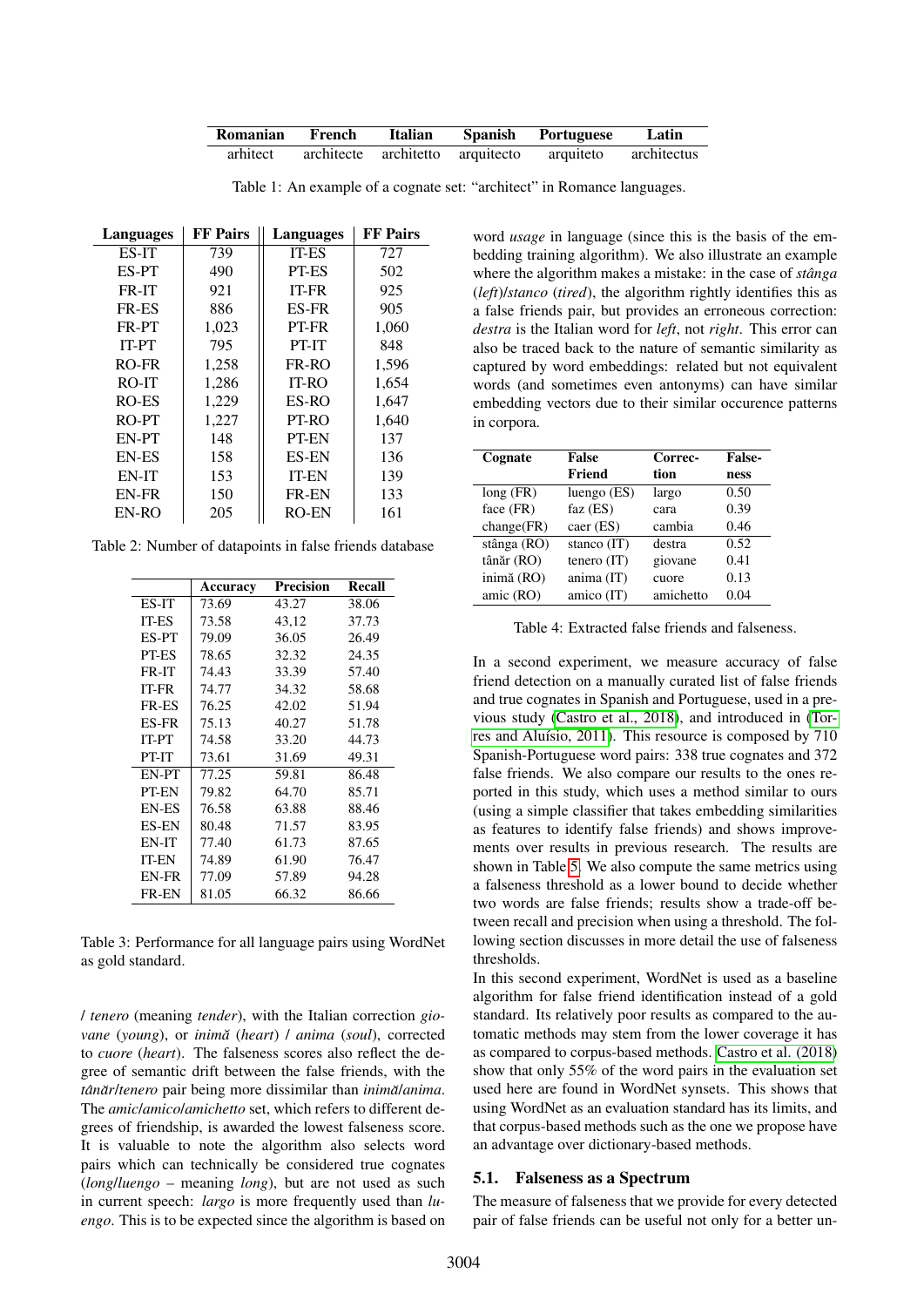| Romanian | French | Italian | Spanish | Portuguese | Latin |
|---|---|---|---|---|---|
| arhitect | architecte | architetto | arquitecto | arquiteto | architectus |

Table 1: An example of a cognate set: "architect" in Romance languages.

| Languages | FF Pairs | Languages | FF Pairs |
|---|---|---|---|
| ES-IT | 739 | IT-ES | 727 |
| ES-PT | 490 | PT-ES | 502 |
| FR-IT | 921 | IT-FR | 925 |
| FR-ES | 886 | ES-FR | 905 |
| FR-PT | 1,023 | PT-FR | 1,060 |
| IT-PT | 795 | PT-IT | 848 |
| RO-FR | 1,258 | FR-RO | 1,596 |
| RO-IT | 1,286 | IT-RO | 1,654 |
| RO-ES | 1,229 | ES-RO | 1,647 |
| RO-PT | 1,227 | PT-RO | 1,640 |
| EN-PT | 148 | PT-EN | 137 |
| EN-ES | 158 | ES-EN | 136 |
| EN-IT | 153 | IT-EN | 139 |
| EN-FR | 150 | FR-EN | 133 |
| EN-RO | 205 | RO-EN | 161 |

Table 2: Number of datapoints in false friends database

| | Accuracy | Precision | Recall |
|---|---|---|---|
| ES-IT | 73.69 | 43.27 | 38.06 |
| IT-ES | 73.58 | 43,12 | 37.73 |
| ES-PT | 79.09 | 36.05 | 26.49 |
| PT-ES | 78.65 | 32.32 | 24.35 |
| FR-IT | 74.43 | 33.39 | 57.40 |
| IT-FR | 74.77 | 34.32 | 58.68 |
| FR-ES | 76.25 | 42.02 | 51.94 |
| ES-FR | 75.13 | 40.27 | 51.78 |
| IT-PT | 74.58 | 33.20 | 44.73 |
| PT-IT | 73.61 | 31.69 | 49.31 |
| EN-PT | 77.25 | 59.81 | 86.48 |
| PT-EN | 79.82 | 64.70 | 85.71 |
| EN-ES | 76.58 | 63.88 | 88.46 |
| ES-EN | 80.48 | 71.57 | 83.95 |
| EN-IT | 77.40 | 61.73 | 87.65 |
| IT-EN | 74.89 | 61.90 | 76.47 |
| EN-FR | 77.09 | 57.89 | 94.28 |
| FR-EN | 81.05 | 66.32 | 86.66 |

Table 3: Performance for all language pairs using WordNet as gold standard.

/ *tenero* (meaning *tender*), with the Italian correction *giovane* (*young*), or *inimă* (*heart*) / *anima* (*soul*), corrected to *cuore* (*heart*). The falseness scores also reflect the degree of semantic drift between the false friends, with the *tânăr*/*tenero* pair being more dissimilar than *inimă*/*anima*. The *amic*/*amico*/*amichetto* set, which refers to different degrees of friendship, is awarded the lowest falseness score. It is valuable to note the algorithm also selects word pairs which can technically be considered true cognates (*long*/*luengo* – meaning *long*), but are not used as such in current speech: *largo* is more frequently used than *luengo*. This is to be expected since the algorithm is based on word *usage* in language (since this is the basis of the embedding training algorithm). We also illustrate an example where the algorithm makes a mistake: in the case of *stânga* (*left*)/*stanco* (*tired*), the algorithm rightly identifies this as a false friends pair, but provides an erroneous correction: *destra* is the Italian word for *left*, not *right*. This error can also be traced back to the nature of semantic similarity as captured by word embeddings: related but not equivalent words (and sometimes even antonyms) can have similar embedding vectors due to their similar occurence patterns in corpora.

| Cognate | False Friend | Correction | False-ness |
|---|---|---|---|
| long (FR) | luengo (ES) | largo | 0.50 |
| face (FR) | faz (ES) | cara | 0.39 |
| change(FR) | caer (ES) | cambia | 0.46 |
| stânga (RO) | stanco (IT) | destra | 0.52 |
| tânăr (RO) | tenero (IT) | giovane | 0.41 |
| inimă (RO) | anima (IT) | cuore | 0.13 |
| amic (RO) | amico (IT) | amichetto | 0.04 |

Table 4: Extracted false friends and falseness.

In a second experiment, we measure accuracy of false friend detection on a manually curated list of false friends and true cognates in Spanish and Portuguese, used in a previous study (Castro et al., 2018), and introduced in (Torres and Aluísio, 2011). This resource is composed by 710 Spanish-Portuguese word pairs: 338 true cognates and 372 false friends. We also compare our results to the ones reported in this study, which uses a method similar to ours (using a simple classifier that takes embedding similarities as features to identify false friends) and shows improvements over results in previous research. The results are shown in Table 5. We also compute the same metrics using a falseness threshold as a lower bound to decide whether two words are false friends; results show a trade-off between recall and precision when using a threshold. The following section discusses in more detail the use of falseness thresholds.

In this second experiment, WordNet is used as a baseline algorithm for false friend identification instead of a gold standard. Its relatively poor results as compared to the automatic methods may stem from the lower coverage it has as compared to corpus-based methods. Castro et al. (2018) show that only 55% of the word pairs in the evaluation set used here are found in WordNet synsets. This shows that using WordNet as an evaluation standard has its limits, and that corpus-based methods such as the one we propose have an advantage over dictionary-based methods.

### 5.1. Falseness as a Spectrum

The measure of falseness that we provide for every detected pair of false friends can be useful not only for a better un-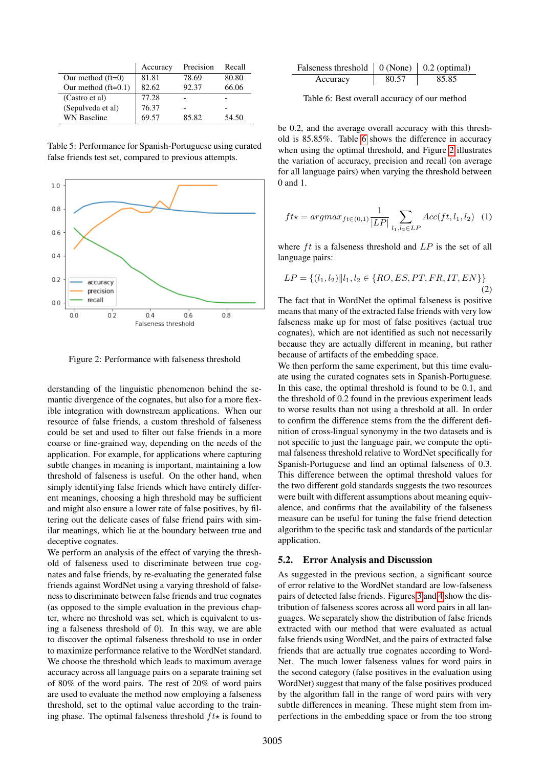|  | Accuracy | Precision | Recall |
|---|---|---|---|
| Our method (ft=0) | 81.81 | 78.69 | 80.80 |
| Our method (ft=0.1) | 82.62 | 92.37 | 66.06 |
| (Castro et al) | 77.28 | - | - |
| (Sepulveda et al) | 76.37 | - | - |
| WN Baseline | 69.57 | 85.82 | 54.50 |

Table 5: Performance for Spanish-Portuguese using curated false friends test set, compared to previous attempts.

Figure 2: Performance with falseness threshold

derstanding of the linguistic phenomenon behind the semantic divergence of the cognates, but also for a more flexible integration with downstream applications. When our resource of false friends, a custom threshold of falseness could be set and used to filter out false friends in a more coarse or fine-grained way, depending on the needs of the application. For example, for applications where capturing subtle changes in meaning is important, maintaining a low threshold of falseness is useful. On the other hand, when simply identifying false friends which have entirely different meanings, choosing a high threshold may be sufficient and might also ensure a lower rate of false positives, by filtering out the delicate cases of false friend pairs with similar meanings, which lie at the boundary between true and deceptive cognates.

We perform an analysis of the effect of varying the threshold of falseness used to discriminate between true cognates and false friends, by re-evaluating the generated false friends against WordNet using a varying threshold of falseness to discriminate between false friends and true cognates (as opposed to the simple evaluation in the previous chapter, where no threshold was set, which is equivalent to using a falseness threshold of 0). In this way, we are able to discover the optimal falseness threshold to use in order to maximize performance relative to the WordNet standard. We choose the threshold which leads to maximum average accuracy across all language pairs on a separate training set of 80% of the word pairs. The rest of 20% of word pairs are used to evaluate the method now employing a falseness threshold, set to the optimal value according to the training phase. The optimal falseness threshold $ft\star$ is found to

| Falseness threshold | 0 (None) | 0.2 (optimal) |
|---|---|---|
| Accuracy | 80.57 | 85.85 |

Table 6: Best overall accuracy of our method

be 0.2, and the average overall accuracy with this threshold is 85.85%. Table 6 shows the difference in accuracy when using the optimal threshold, and Figure 2 illustrates the variation of accuracy, precision and recall (on average for all language pairs) when varying the threshold between 0 and 1.

$$ft\star = argmax_{ft \in (0,1)} \frac{1}{|LP|} \sum_{l_1, l_2 \in LP} Acc(ft, l_1, l_2) \quad (1)$$

where $ft$ is a falseness threshold and $LP$ is the set of all language pairs:

$$LP = \{(l_1, l_2) \| l_1, l_2 \in \{RO, ES, PT, FR, IT, EN\}\} \quad (2)$$

The fact that in WordNet the optimal falseness is positive means that many of the extracted false friends with very low falseness make up for most of false positives (actual true cognates), which are not identified as such not necessarily because they are actually different in meaning, but rather because of artifacts of the embedding space.

We then perform the same experiment, but this time evaluate using the curated cognates sets in Spanish-Portuguese. In this case, the optimal threshold is found to be 0.1, and the threshold of 0.2 found in the previous experiment leads to worse results than not using a threshold at all. In order to confirm the difference stems from the the different definition of cross-lingual synonymy in the two datasets and is not specific to just the language pair, we compute the optimal falseness threshold relative to WordNet specifically for Spanish-Portuguese and find an optimal falseness of 0.3. This difference between the optimal threshold values for the two different gold standards suggests the two resources were built with different assumptions about meaning equivalence, and confirms that the availability of the falseness measure can be useful for tuning the false friend detection algorithm to the specific task and standards of the particular application.

### 5.2. Error Analysis and Discussion

As suggested in the previous section, a significant source of error relative to the WordNet standard are low-falseness pairs of detected false friends. Figures 3 and 4 show the distribution of falseness scores across all word pairs in all languages. We separately show the distribution of false friends extracted with our method that were evaluated as actual false friends using WordNet, and the pairs of extracted false friends that are actually true cognates according to WordNet. The much lower falseness values for word pairs in the second category (false positives in the evaluation using WordNet) suggest that many of the false positives produced by the algorithm fall in the range of word pairs with very subtle differences in meaning. These might stem from imperfections in the embedding space or from the too strong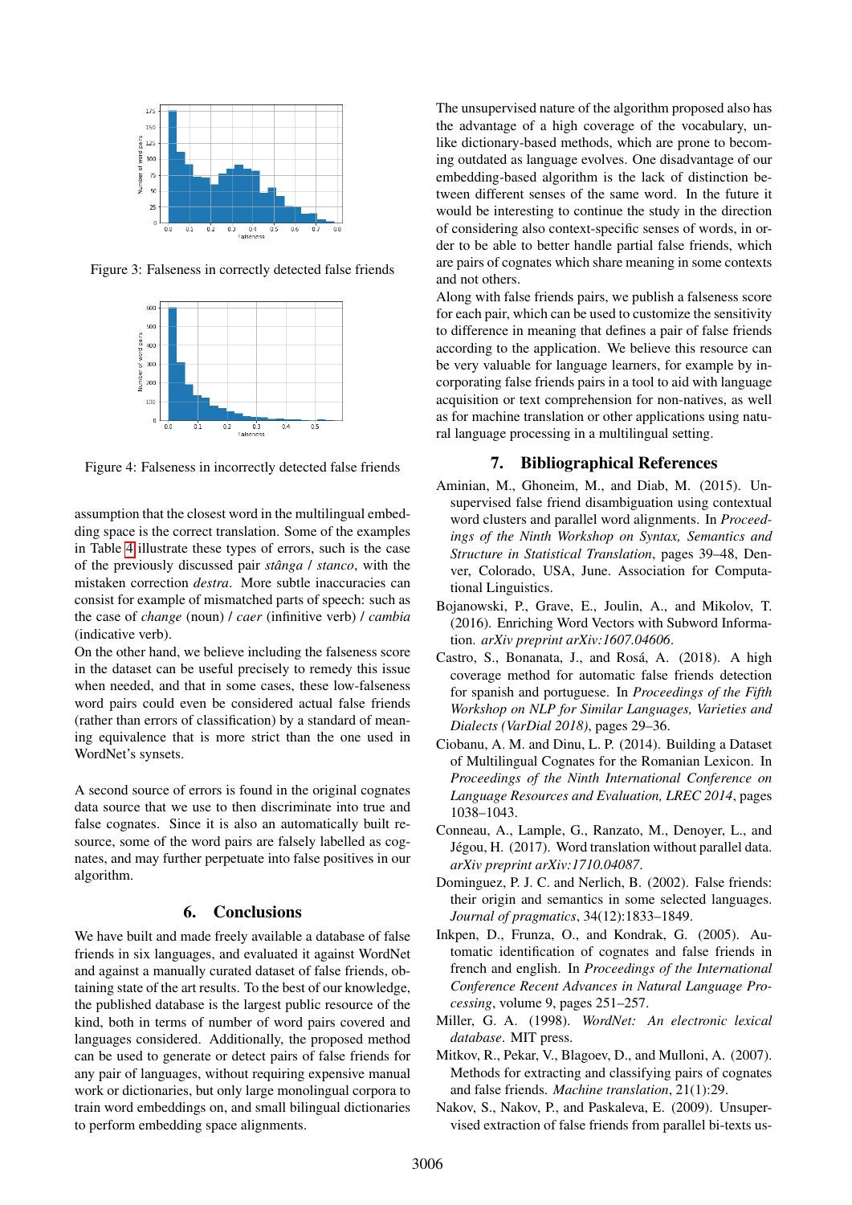Figure 3: Falseness in correctly detected false friends

Figure 4: Falseness in incorrectly detected false friends

assumption that the closest word in the multilingual embedding space is the correct translation. Some of the examples in Table 4 illustrate these types of errors, such is the case of the previously discussed pair *stânga* / *stanco*, with the mistaken correction *destra*. More subtle inaccuracies can consist for example of mismatched parts of speech: such as the case of *change* (noun) / *caer* (infinitive verb) / *cambia* (indicative verb).

On the other hand, we believe including the falseness score in the dataset can be useful precisely to remedy this issue when needed, and that in some cases, these low-falseness word pairs could even be considered actual false friends (rather than errors of classification) by a standard of meaning equivalence that is more strict than the one used in WordNet's synsets.

A second source of errors is found in the original cognates data source that we use to then discriminate into true and false cognates. Since it is also an automatically built resource, some of the word pairs are falsely labelled as cognates, and may further perpetuate into false positives in our algorithm.

## 6. Conclusions

We have built and made freely available a database of false friends in six languages, and evaluated it against WordNet and against a manually curated dataset of false friends, obtaining state of the art results. To the best of our knowledge, the published database is the largest public resource of the kind, both in terms of number of word pairs covered and languages considered. Additionally, the proposed method can be used to generate or detect pairs of false friends for any pair of languages, without requiring expensive manual work or dictionaries, but only large monolingual corpora to train word embeddings on, and small bilingual dictionaries to perform embedding space alignments.

The unsupervised nature of the algorithm proposed also has the advantage of a high coverage of the vocabulary, unlike dictionary-based methods, which are prone to becoming outdated as language evolves. One disadvantage of our embedding-based algorithm is the lack of distinction between different senses of the same word. In the future it would be interesting to continue the study in the direction of considering also context-specific senses of words, in order to be able to better handle partial false friends, which are pairs of cognates which share meaning in some contexts and not others.

Along with false friends pairs, we publish a falseness score for each pair, which can be used to customize the sensitivity to difference in meaning that defines a pair of false friends according to the application. We believe this resource can be very valuable for language learners, for example by incorporating false friends pairs in a tool to aid with language acquisition or text comprehension for non-natives, as well as for machine translation or other applications using natural language processing in a multilingual setting.

## 7. Bibliographical References

Aminian, M., Ghoneim, M., and Diab, M. (2015). Unsupervised false friend disambiguation using contextual word clusters and parallel word alignments. In *Proceedings of the Ninth Workshop on Syntax, Semantics and Structure in Statistical Translation*, pages 39–48, Denver, Colorado, USA, June. Association for Computational Linguistics.

Bojanowski, P., Grave, E., Joulin, A., and Mikolov, T. (2016). Enriching Word Vectors with Subword Information. *arXiv preprint arXiv:1607.04606*.

Castro, S., Bonanata, J., and Rosá, A. (2018). A high coverage method for automatic false friends detection for spanish and portuguese. In *Proceedings of the Fifth Workshop on NLP for Similar Languages, Varieties and Dialects (VarDial 2018)*, pages 29–36.

Ciobanu, A. M. and Dinu, L. P. (2014). Building a Dataset of Multilingual Cognates for the Romanian Lexicon. In *Proceedings of the Ninth International Conference on Language Resources and Evaluation, LREC 2014*, pages 1038–1043.

Conneau, A., Lample, G., Ranzato, M., Denoyer, L., and Jégou, H. (2017). Word translation without parallel data. *arXiv preprint arXiv:1710.04087*.

Dominguez, P. J. C. and Nerlich, B. (2002). False friends: their origin and semantics in some selected languages. *Journal of pragmatics*, 34(12):1833–1849.

Inkpen, D., Frunza, O., and Kondrak, G. (2005). Automatic identification of cognates and false friends in french and english. In *Proceedings of the International Conference Recent Advances in Natural Language Processing*, volume 9, pages 251–257.

Miller, G. A. (1998). *WordNet: An electronic lexical database*. MIT press.

Mitkov, R., Pekar, V., Blagoev, D., and Mulloni, A. (2007). Methods for extracting and classifying pairs of cognates and false friends. *Machine translation*, 21(1):29.

Nakov, S., Nakov, P., and Paskaleva, E. (2009). Unsupervised extraction of false friends from parallel bi-texts us-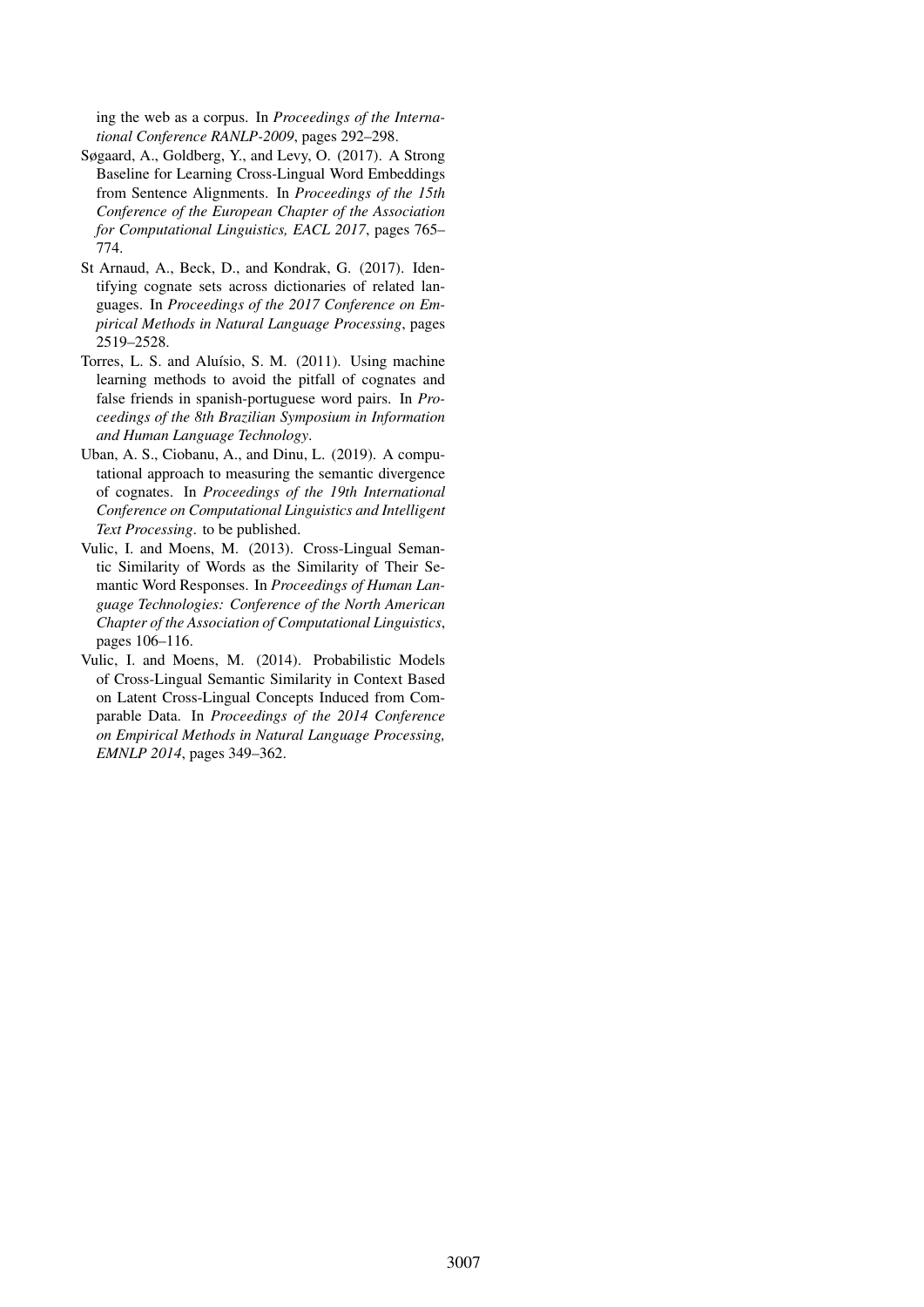ing the web as a corpus. In *Proceedings of the International Conference RANLP-2009*, pages 292–298.

Søgaard, A., Goldberg, Y., and Levy, O. (2017). A Strong Baseline for Learning Cross-Lingual Word Embeddings from Sentence Alignments. In *Proceedings of the 15th Conference of the European Chapter of the Association for Computational Linguistics, EACL 2017*, pages 765–774.

St Arnaud, A., Beck, D., and Kondrak, G. (2017). Identifying cognate sets across dictionaries of related languages. In *Proceedings of the 2017 Conference on Empirical Methods in Natural Language Processing*, pages 2519–2528.

Torres, L. S. and Aluísio, S. M. (2011). Using machine learning methods to avoid the pitfall of cognates and false friends in spanish-portuguese word pairs. In *Proceedings of the 8th Brazilian Symposium in Information and Human Language Technology*.

Uban, A. S., Ciobanu, A., and Dinu, L. (2019). A computational approach to measuring the semantic divergence of cognates. In *Proceedings of the 19th International Conference on Computational Linguistics and Intelligent Text Processing*. to be published.

Vulic, I. and Moens, M. (2013). Cross-Lingual Semantic Similarity of Words as the Similarity of Their Semantic Word Responses. In *Proceedings of Human Language Technologies: Conference of the North American Chapter of the Association of Computational Linguistics*, pages 106–116.

Vulic, I. and Moens, M. (2014). Probabilistic Models of Cross-Lingual Semantic Similarity in Context Based on Latent Cross-Lingual Concepts Induced from Comparable Data. In *Proceedings of the 2014 Conference on Empirical Methods in Natural Language Processing, EMNLP 2014*, pages 349–362.